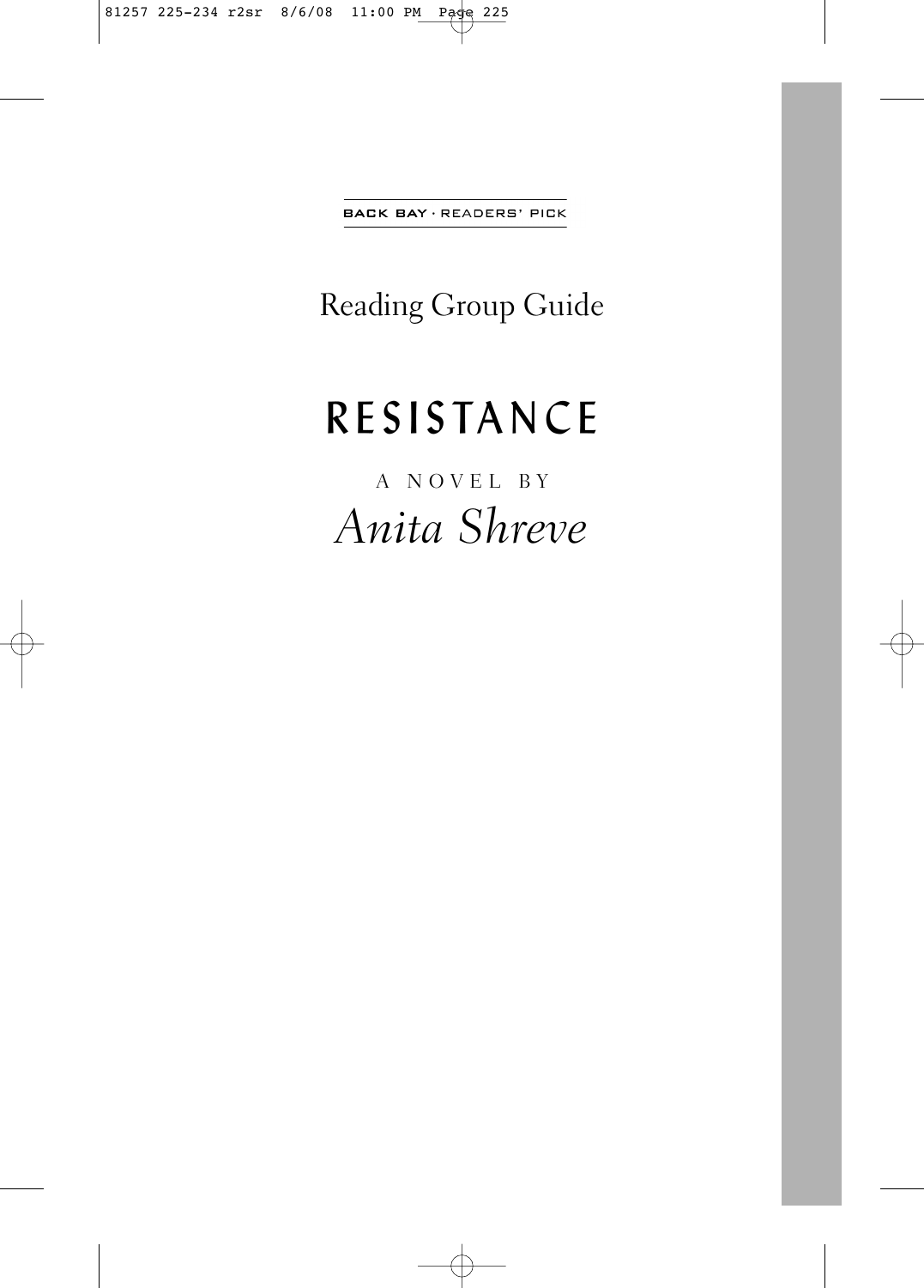BACK BAY · READERS' PICK

## Reading Group Guide

# RESISTANCE

A NOVEL BY

*Anita Shreve*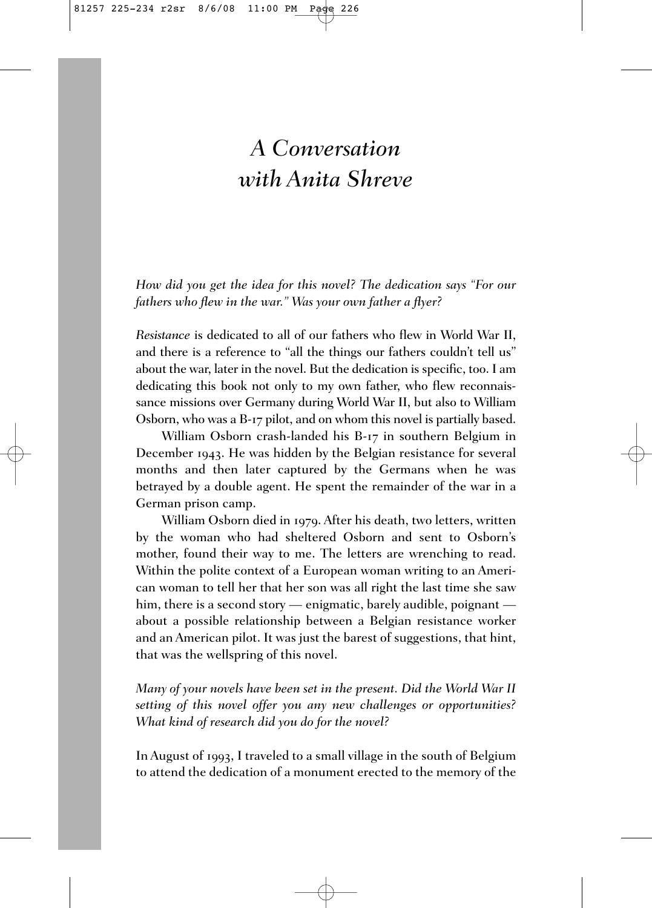# *A Conversation with Anita Shreve*

*How did you get the idea for this novel? The dedication says "For our fathers who flew in the war." Was your own father a flyer?*

*Resistance* is dedicated to all of our fathers who flew in World War II, and there is a reference to "all the things our fathers couldn't tell us" about the war, later in the novel. But the dedication is specific, too. I am dedicating this book not only to my own father, who flew reconnaissance missions over Germany during World War II, but also to William Osborn, who was a B-17 pilot, and on whom this novel is partially based.

William Osborn crash-landed his B-17 in southern Belgium in December 1943. He was hidden by the Belgian resistance for several months and then later captured by the Germans when he was betrayed by a double agent. He spent the remainder of the war in a German prison camp.

William Osborn died in 1979. After his death, two letters, written by the woman who had sheltered Osborn and sent to Osborn's mother, found their way to me. The letters are wrenching to read. Within the polite context of a European woman writing to an American woman to tell her that her son was all right the last time she saw him, there is a second story — enigmatic, barely audible, poignant — about a possible relationship between a Belgian resistance worker and an American pilot. It was just the barest of suggestions, that hint, that was the wellspring of this novel.

*Many of your novels have been set in the present. Did the World War II setting of this novel offer you any new challenges or opportunities? What kind of research did you do for the novel?*

In August of 1993, I traveled to a small village in the south of Belgium to attend the dedication of a monument erected to the memory of the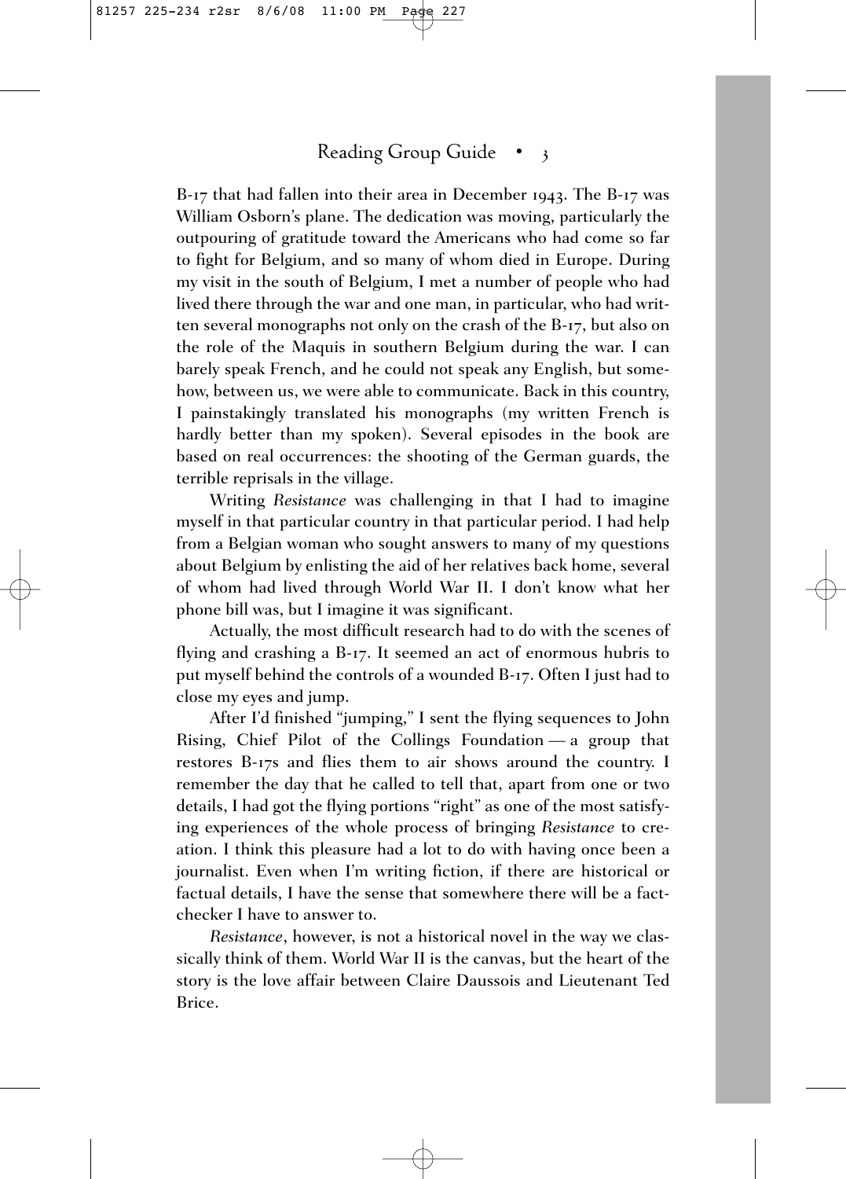B-17 that had fallen into their area in December 1943. The B-17 was William Osborn's plane. The dedication was moving, particularly the outpouring of gratitude toward the Americans who had come so far to fight for Belgium, and so many of whom died in Europe. During my visit in the south of Belgium, I met a number of people who had lived there through the war and one man, in particular, who had written several monographs not only on the crash of the B-17, but also on the role of the Maquis in southern Belgium during the war. I can barely speak French, and he could not speak any English, but somehow, between us, we were able to communicate. Back in this country, I painstakingly translated his monographs (my written French is hardly better than my spoken). Several episodes in the book are based on real occurrences: the shooting of the German guards, the terrible reprisals in the village.

Writing *Resistance* was challenging in that I had to imagine myself in that particular country in that particular period. I had help from a Belgian woman who sought answers to many of my questions about Belgium by enlisting the aid of her relatives back home, several of whom had lived through World War II. I don't know what her phone bill was, but I imagine it was significant.

Actually, the most difficult research had to do with the scenes of flying and crashing a B-17. It seemed an act of enormous hubris to put myself behind the controls of a wounded B-17. Often I just had to close my eyes and jump.

After I'd finished "jumping," I sent the flying sequences to John Rising, Chief Pilot of the Collings Foundation — a group that restores B-17s and flies them to air shows around the country. I remember the day that he called to tell that, apart from one or two details, I had got the flying portions "right" as one of the most satisfying experiences of the whole process of bringing *Resistance* to creation. I think this pleasure had a lot to do with having once been a journalist. Even when I'm writing fiction, if there are historical or factual details, I have the sense that somewhere there will be a fact-checker I have to answer to.

*Resistance*, however, is not a historical novel in the way we classically think of them. World War II is the canvas, but the heart of the story is the love affair between Claire Daussois and Lieutenant Ted Brice.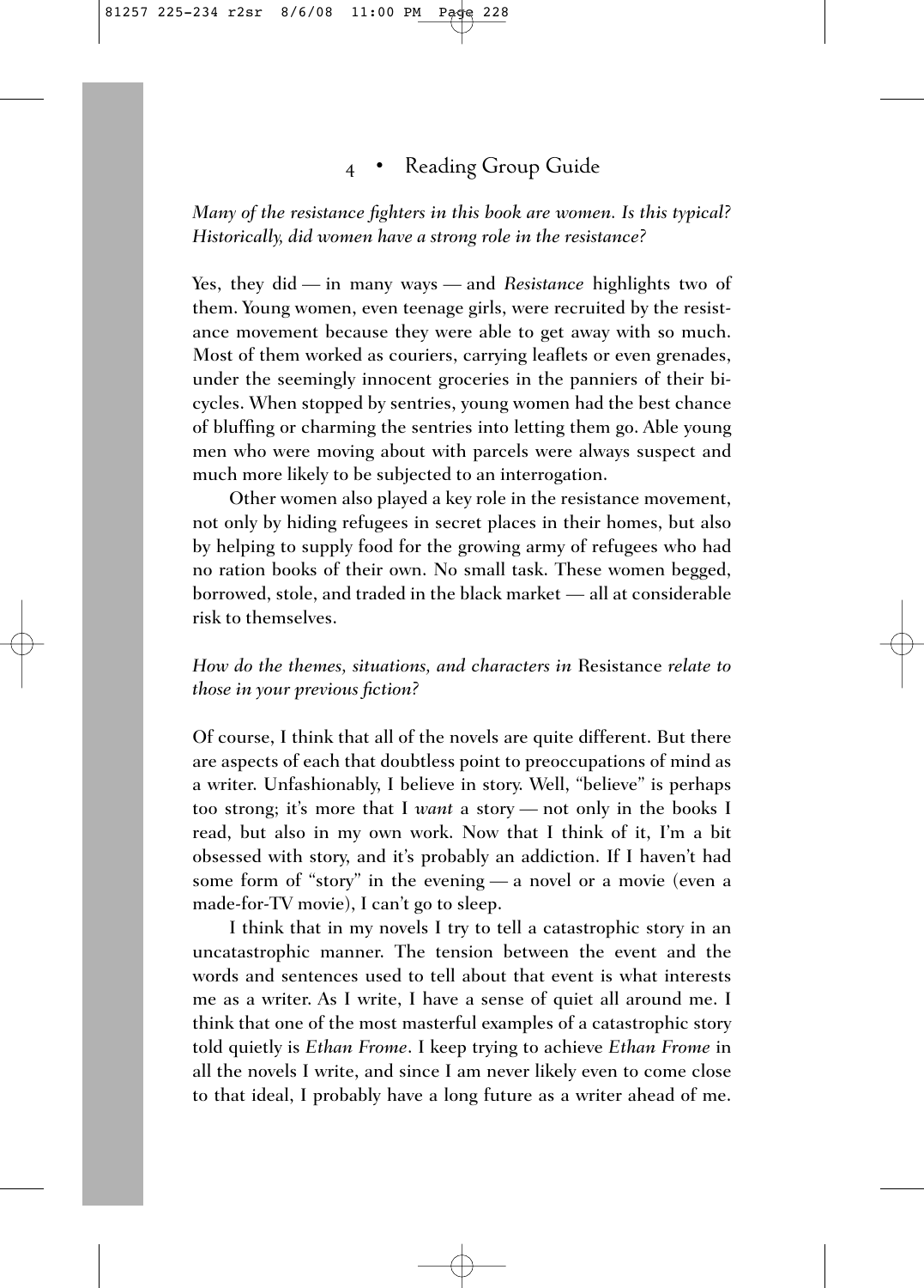*Many of the resistance fighters in this book are women. Is this typical? Historically, did women have a strong role in the resistance?*

Yes, they did — in many ways — and *Resistance* highlights two of them. Young women, even teenage girls, were recruited by the resistance movement because they were able to get away with so much. Most of them worked as couriers, carrying leaflets or even grenades, under the seemingly innocent groceries in the panniers of their bicycles. When stopped by sentries, young women had the best chance of bluffing or charming the sentries into letting them go. Able young men who were moving about with parcels were always suspect and much more likely to be subjected to an interrogation.

Other women also played a key role in the resistance movement, not only by hiding refugees in secret places in their homes, but also by helping to supply food for the growing army of refugees who had no ration books of their own. No small task. These women begged, borrowed, stole, and traded in the black market — all at considerable risk to themselves.

*How do the themes, situations, and characters in* Resistance *relate to those in your previous fiction?*

Of course, I think that all of the novels are quite different. But there are aspects of each that doubtless point to preoccupations of mind as a writer. Unfashionably, I believe in story. Well, "believe" is perhaps too strong; it's more that I *want* a story — not only in the books I read, but also in my own work. Now that I think of it, I'm a bit obsessed with story, and it's probably an addiction. If I haven't had some form of "story" in the evening — a novel or a movie (even a made-for-TV movie), I can't go to sleep.

I think that in my novels I try to tell a catastrophic story in an uncatastrophic manner. The tension between the event and the words and sentences used to tell about that event is what interests me as a writer. As I write, I have a sense of quiet all around me. I think that one of the most masterful examples of a catastrophic story told quietly is *Ethan Frome*. I keep trying to achieve *Ethan Frome* in all the novels I write, and since I am never likely even to come close to that ideal, I probably have a long future as a writer ahead of me.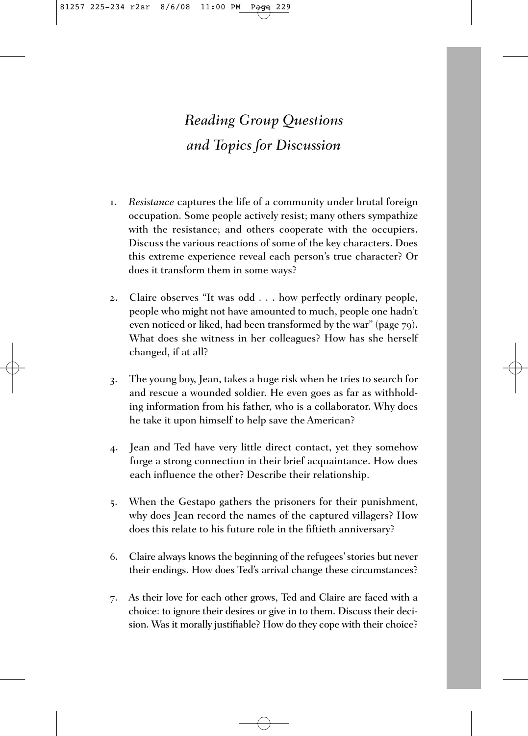# *Reading Group Questions and Topics for Discussion*

1. *Resistance* captures the life of a community under brutal foreign occupation. Some people actively resist; many others sympathize with the resistance; and others cooperate with the occupiers. Discuss the various reactions of some of the key characters. Does this extreme experience reveal each person's true character? Or does it transform them in some ways?

2. Claire observes "It was odd . . . how perfectly ordinary people, people who might not have amounted to much, people one hadn't even noticed or liked, had been transformed by the war" (page 79). What does she witness in her colleagues? How has she herself changed, if at all?

3. The young boy, Jean, takes a huge risk when he tries to search for and rescue a wounded soldier. He even goes as far as withholding information from his father, who is a collaborator. Why does he take it upon himself to help save the American?

4. Jean and Ted have very little direct contact, yet they somehow forge a strong connection in their brief acquaintance. How does each influence the other? Describe their relationship.

5. When the Gestapo gathers the prisoners for their punishment, why does Jean record the names of the captured villagers? How does this relate to his future role in the fiftieth anniversary?

6. Claire always knows the beginning of the refugees' stories but never their endings. How does Ted's arrival change these circumstances?

7. As their love for each other grows, Ted and Claire are faced with a choice: to ignore their desires or give in to them. Discuss their decision. Was it morally justifiable? How do they cope with their choice?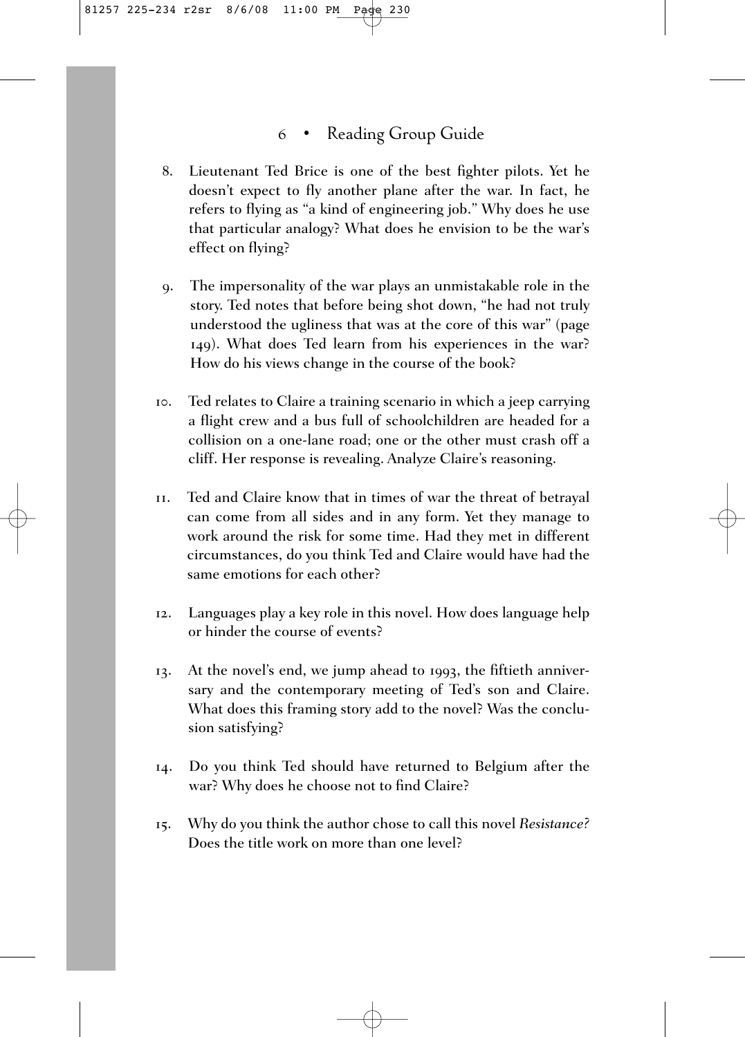8. Lieutenant Ted Brice is one of the best fighter pilots. Yet he doesn't expect to fly another plane after the war. In fact, he refers to flying as "a kind of engineering job." Why does he use that particular analogy? What does he envision to be the war's effect on flying?

9. The impersonality of the war plays an unmistakable role in the story. Ted notes that before being shot down, "he had not truly understood the ugliness that was at the core of this war" (page 149). What does Ted learn from his experiences in the war? How do his views change in the course of the book?

10. Ted relates to Claire a training scenario in which a jeep carrying a flight crew and a bus full of schoolchildren are headed for a collision on a one-lane road; one or the other must crash off a cliff. Her response is revealing. Analyze Claire's reasoning.

11. Ted and Claire know that in times of war the threat of betrayal can come from all sides and in any form. Yet they manage to work around the risk for some time. Had they met in different circumstances, do you think Ted and Claire would have had the same emotions for each other?

12. Languages play a key role in this novel. How does language help or hinder the course of events?

13. At the novel's end, we jump ahead to 1993, the fiftieth anniversary and the contemporary meeting of Ted's son and Claire. What does this framing story add to the novel? Was the conclusion satisfying?

14. Do you think Ted should have returned to Belgium after the war? Why does he choose not to find Claire?

15. Why do you think the author chose to call this novel *Resistance?* Does the title work on more than one level?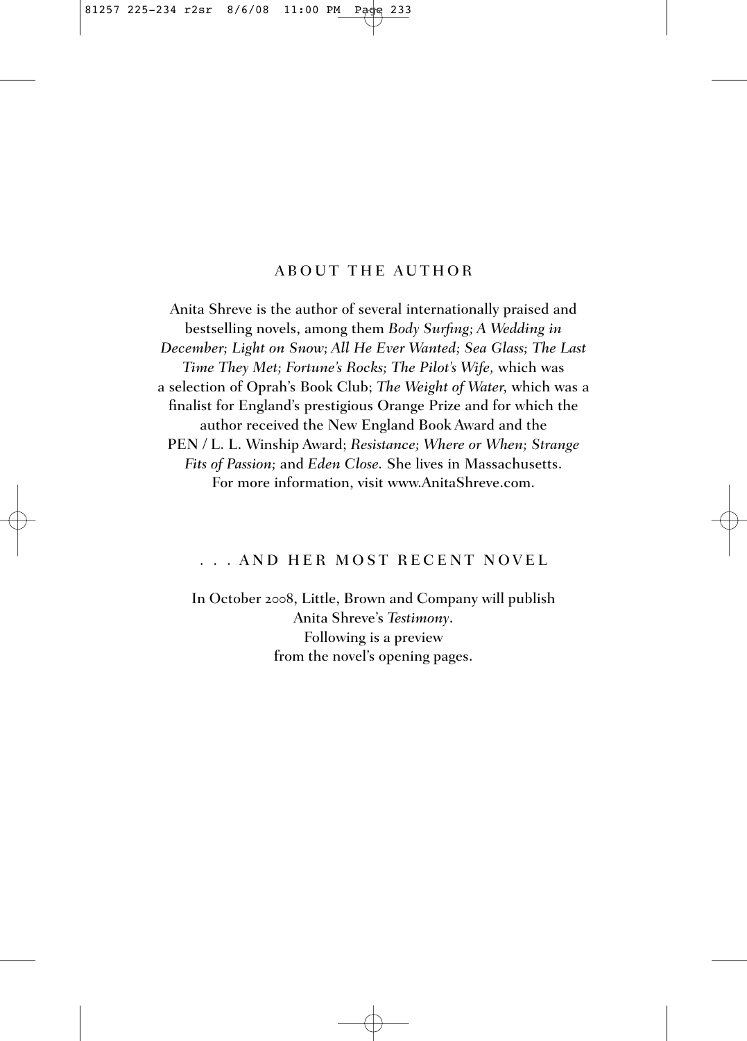## ABOUT THE AUTHOR

Anita Shreve is the author of several internationally praised and bestselling novels, among them *Body Surfing; A Wedding in December; Light on Snow; All He Ever Wanted; Sea Glass; The Last Time They Met; Fortune's Rocks; The Pilot's Wife,* which was a selection of Oprah's Book Club; *The Weight of Water,* which was a finalist for England's prestigious Orange Prize and for which the author received the New England Book Award and the PEN / L. L. Winship Award; *Resistance; Where or When; Strange Fits of Passion;* and *Eden Close.* She lives in Massachusetts. For more information, visit www.AnitaShreve.com.

## . . . AND HER MOST RECENT NOVEL

In October 2008, Little, Brown and Company will publish Anita Shreve's *Testimony*.
Following is a preview
from the novel's opening pages.